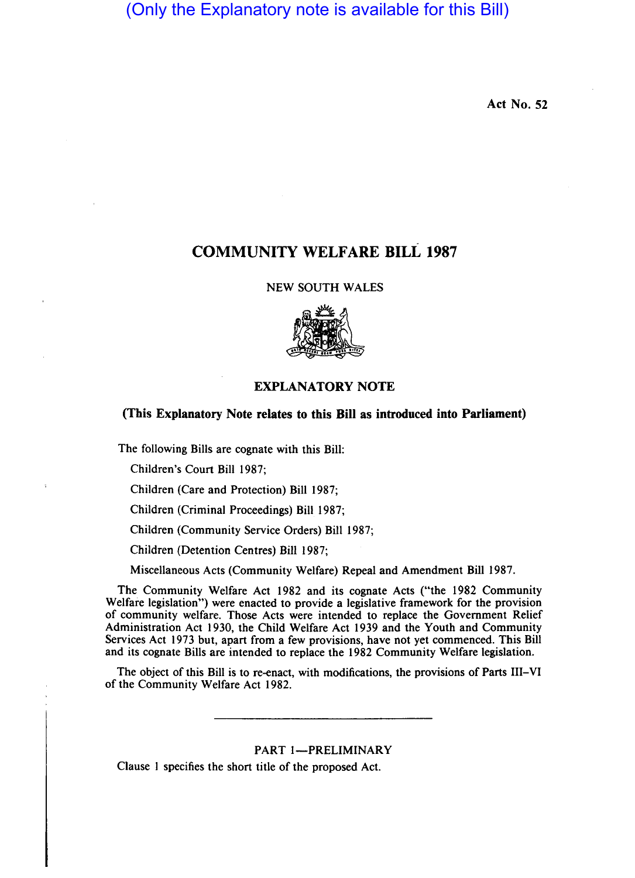(Only the Explanatory note is available for this Bill)

Act No. 52

# COMMUNITY WELFARE BILL 1987

NEW SOUTH WALES

## EXPLANATORY NOTE

**(This Explanatory Note relates to this Bill as introduced into Parliament)**

The following Bills are cognate with this Bill:

Children's Court Bill 1987;

Children (Care and Protection) Bill 1987;

Children (Criminal Proceedings) Bill 1987;

Children (Community Service Orders) Bill 1987;

Children (Detention Centres) Bill 1987;

Miscellaneous Acts (Community Welfare) Repeal and Amendment Bill 1987.

The Community Welfare Act 1982 and its cognate Acts ("the 1982 Community Welfare legislation") were enacted to provide a legislative framework for the provision of community welfare. Those Acts were intended to replace the Government Relief Administration Act 1930, the Child Welfare Act 1939 and the Youth and Community Services Act 1973 but, apart from a few provisions, have not yet commenced. This Bill and its cognate Bills are intended to replace the 1982 Community Welfare legislation.

The object of this Bill is to re-enact, with modifications, the provisions of Parts III–VI of the Community Welfare Act 1982.

---

PART 1—PRELIMINARY

Clause 1 specifies the short title of the proposed Act.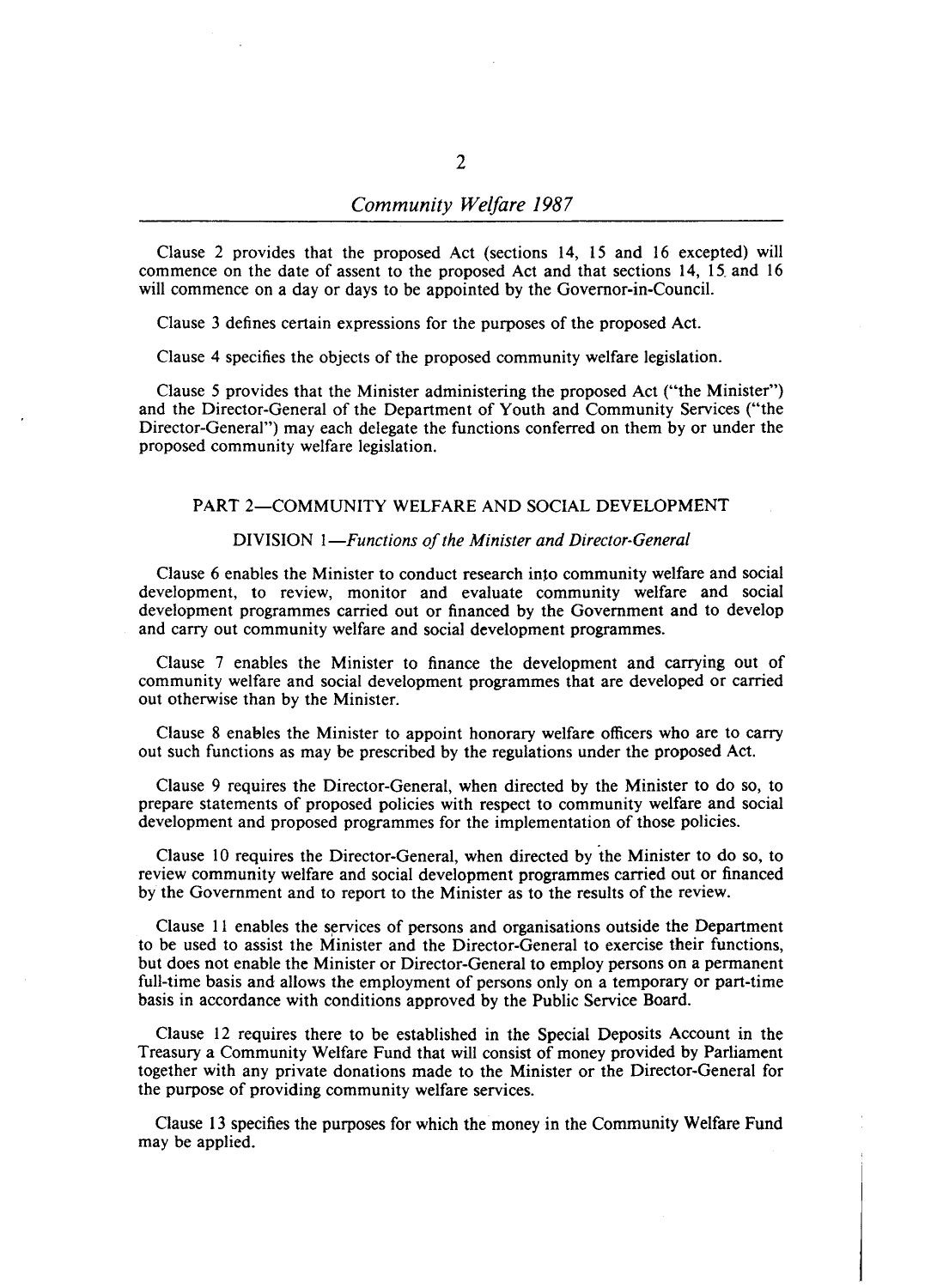Clause 2 provides that the proposed Act (sections 14, 15 and 16 excepted) will commence on the date of assent to the proposed Act and that sections 14, 15 and 16 will commence on a day or days to be appointed by the Governor-in-Council.

Clause 3 defines certain expressions for the purposes of the proposed Act.

Clause 4 specifies the objects of the proposed community welfare legislation.

Clause 5 provides that the Minister administering the proposed Act ("the Minister") and the Director-General of the Department of Youth and Community Services ("the Director-General") may each delegate the functions conferred on them by or under the proposed community welfare legislation.

## PART 2—COMMUNITY WELFARE AND SOCIAL DEVELOPMENT

### DIVISION 1—*Functions of the Minister and Director-General*

Clause 6 enables the Minister to conduct research into community welfare and social development, to review, monitor and evaluate community welfare and social development programmes carried out or financed by the Government and to develop and carry out community welfare and social development programmes.

Clause 7 enables the Minister to finance the development and carrying out of community welfare and social development programmes that are developed or carried out otherwise than by the Minister.

Clause 8 enables the Minister to appoint honorary welfare officers who are to carry out such functions as may be prescribed by the regulations under the proposed Act.

Clause 9 requires the Director-General, when directed by the Minister to do so, to prepare statements of proposed policies with respect to community welfare and social development and proposed programmes for the implementation of those policies.

Clause 10 requires the Director-General, when directed by the Minister to do so, to review community welfare and social development programmes carried out or financed by the Government and to report to the Minister as to the results of the review.

Clause 11 enables the services of persons and organisations outside the Department to be used to assist the Minister and the Director-General to exercise their functions, but does not enable the Minister or Director-General to employ persons on a permanent full-time basis and allows the employment of persons only on a temporary or part-time basis in accordance with conditions approved by the Public Service Board.

Clause 12 requires there to be established in the Special Deposits Account in the Treasury a Community Welfare Fund that will consist of money provided by Parliament together with any private donations made to the Minister or the Director-General for the purpose of providing community welfare services.

Clause 13 specifies the purposes for which the money in the Community Welfare Fund may be applied.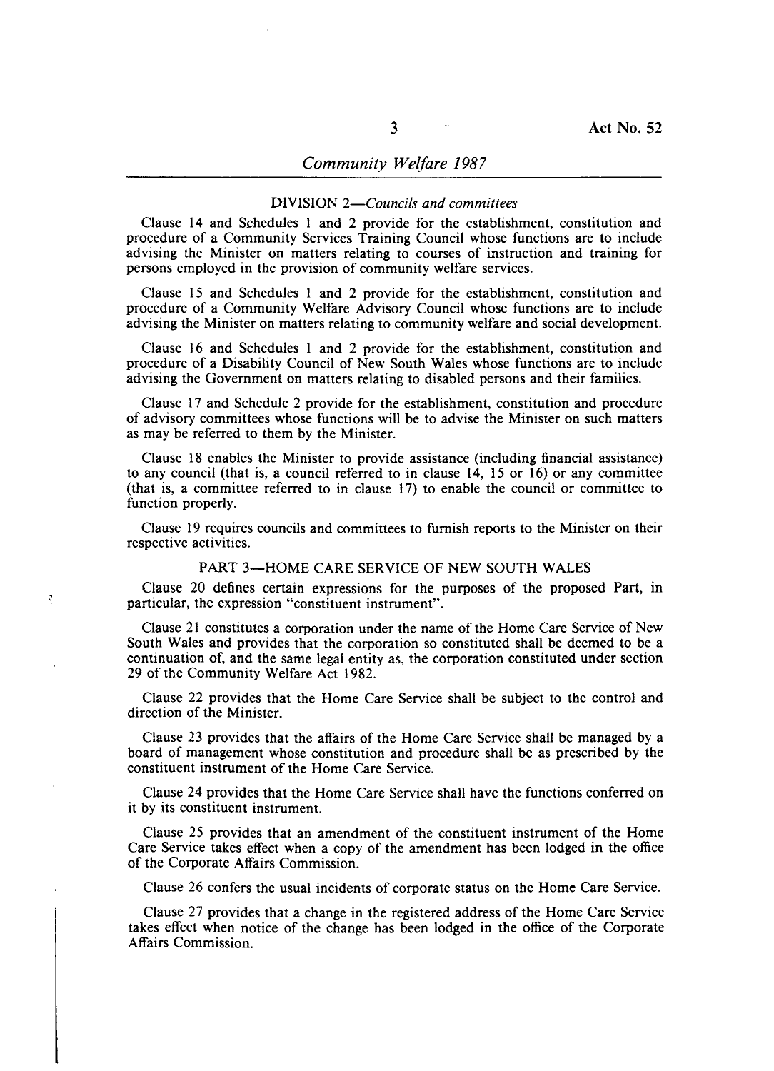### DIVISION 2—*Councils and committees*

Clause 14 and Schedules 1 and 2 provide for the establishment, constitution and procedure of a Community Services Training Council whose functions are to include advising the Minister on matters relating to courses of instruction and training for persons employed in the provision of community welfare services.

Clause 15 and Schedules 1 and 2 provide for the establishment, constitution and procedure of a Community Welfare Advisory Council whose functions are to include advising the Minister on matters relating to community welfare and social development.

Clause 16 and Schedules 1 and 2 provide for the establishment, constitution and procedure of a Disability Council of New South Wales whose functions are to include advising the Government on matters relating to disabled persons and their families.

Clause 17 and Schedule 2 provide for the establishment, constitution and procedure of advisory committees whose functions will be to advise the Minister on such matters as may be referred to them by the Minister.

Clause 18 enables the Minister to provide assistance (including financial assistance) to any council (that is, a council referred to in clause 14, 15 or 16) or any committee (that is, a committee referred to in clause 17) to enable the council or committee to function properly.

Clause 19 requires councils and committees to furnish reports to the Minister on their respective activities.

## PART 3—HOME CARE SERVICE OF NEW SOUTH WALES

Clause 20 defines certain expressions for the purposes of the proposed Part, in particular, the expression "constituent instrument".

Clause 21 constitutes a corporation under the name of the Home Care Service of New South Wales and provides that the corporation so constituted shall be deemed to be a continuation of, and the same legal entity as, the corporation constituted under section 29 of the Community Welfare Act 1982.

Clause 22 provides that the Home Care Service shall be subject to the control and direction of the Minister.

Clause 23 provides that the affairs of the Home Care Service shall be managed by a board of management whose constitution and procedure shall be as prescribed by the constituent instrument of the Home Care Service.

Clause 24 provides that the Home Care Service shall have the functions conferred on it by its constituent instrument.

Clause 25 provides that an amendment of the constituent instrument of the Home Care Service takes effect when a copy of the amendment has been lodged in the office of the Corporate Affairs Commission.

Clause 26 confers the usual incidents of corporate status on the Home Care Service.

Clause 27 provides that a change in the registered address of the Home Care Service takes effect when notice of the change has been lodged in the office of the Corporate Affairs Commission.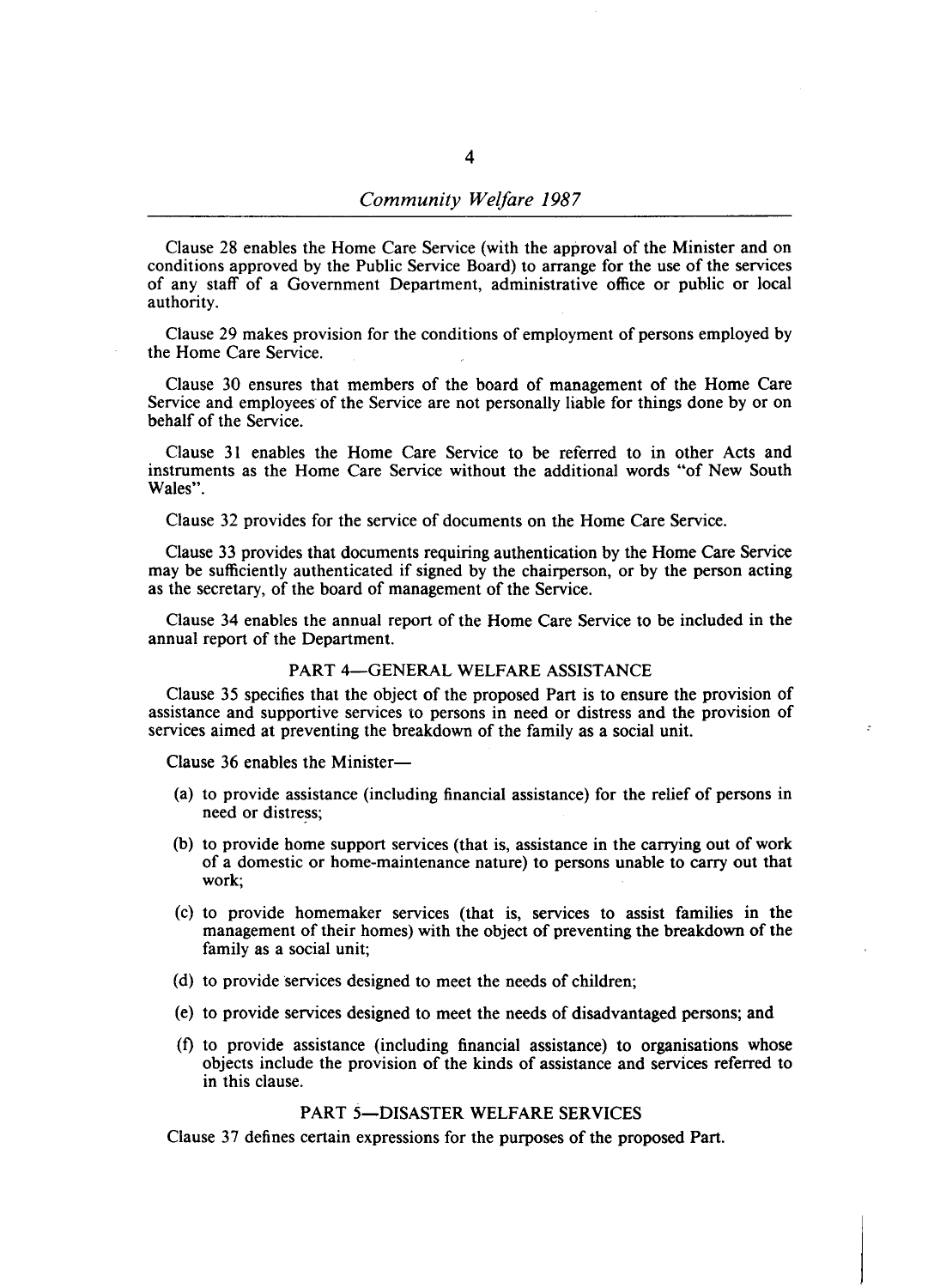Clause 28 enables the Home Care Service (with the approval of the Minister and on conditions approved by the Public Service Board) to arrange for the use of the services of any staff of a Government Department, administrative office or public or local authority.

Clause 29 makes provision for the conditions of employment of persons employed by the Home Care Service.

Clause 30 ensures that members of the board of management of the Home Care Service and employees of the Service are not personally liable for things done by or on behalf of the Service.

Clause 31 enables the Home Care Service to be referred to in other Acts and instruments as the Home Care Service without the additional words "of New South Wales".

Clause 32 provides for the service of documents on the Home Care Service.

Clause 33 provides that documents requiring authentication by the Home Care Service may be sufficiently authenticated if signed by the chairperson, or by the person acting as the secretary, of the board of management of the Service.

Clause 34 enables the annual report of the Home Care Service to be included in the annual report of the Department.

## PART 4—GENERAL WELFARE ASSISTANCE

Clause 35 specifies that the object of the proposed Part is to ensure the provision of assistance and supportive services to persons in need or distress and the provision of services aimed at preventing the breakdown of the family as a social unit.

Clause 36 enables the Minister—

(a) to provide assistance (including financial assistance) for the relief of persons in need or distress;

(b) to provide home support services (that is, assistance in the carrying out of work of a domestic or home-maintenance nature) to persons unable to carry out that work;

(c) to provide homemaker services (that is, services to assist families in the management of their homes) with the object of preventing the breakdown of the family as a social unit;

(d) to provide services designed to meet the needs of children;

(e) to provide services designed to meet the needs of disadvantaged persons; and

(f) to provide assistance (including financial assistance) to organisations whose objects include the provision of the kinds of assistance and services referred to in this clause.

## PART 5—DISASTER WELFARE SERVICES

Clause 37 defines certain expressions for the purposes of the proposed Part.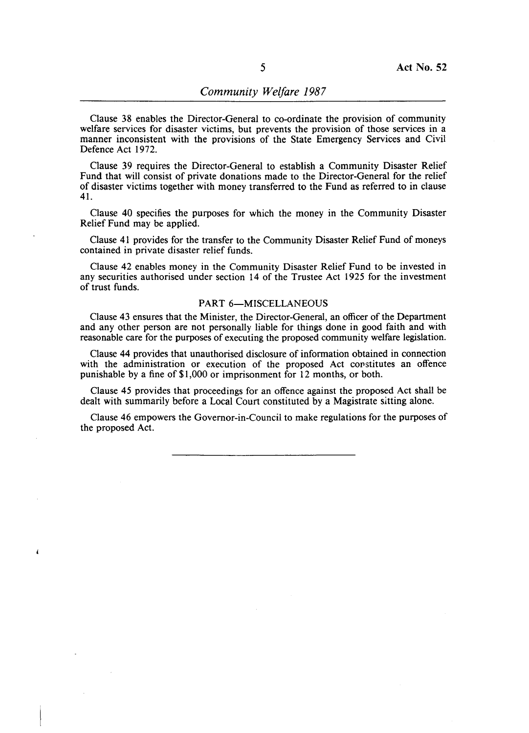Clause 38 enables the Director-General to co-ordinate the provision of community welfare services for disaster victims, but prevents the provision of those services in a manner inconsistent with the provisions of the State Emergency Services and Civil Defence Act 1972.

Clause 39 requires the Director-General to establish a Community Disaster Relief Fund that will consist of private donations made to the Director-General for the relief of disaster victims together with money transferred to the Fund as referred to in clause 41.

Clause 40 specifies the purposes for which the money in the Community Disaster Relief Fund may be applied.

Clause 41 provides for the transfer to the Community Disaster Relief Fund of moneys contained in private disaster relief funds.

Clause 42 enables money in the Community Disaster Relief Fund to be invested in any securities authorised under section 14 of the Trustee Act 1925 for the investment of trust funds.

## PART 6—MISCELLANEOUS

Clause 43 ensures that the Minister, the Director-General, an officer of the Department and any other person are not personally liable for things done in good faith and with reasonable care for the purposes of executing the proposed community welfare legislation.

Clause 44 provides that unauthorised disclosure of information obtained in connection with the administration or execution of the proposed Act constitutes an offence punishable by a fine of $1,000 or imprisonment for 12 months, or both.

Clause 45 provides that proceedings for an offence against the proposed Act shall be dealt with summarily before a Local Court constituted by a Magistrate sitting alone.

Clause 46 empowers the Governor-in-Council to make regulations for the purposes of the proposed Act.